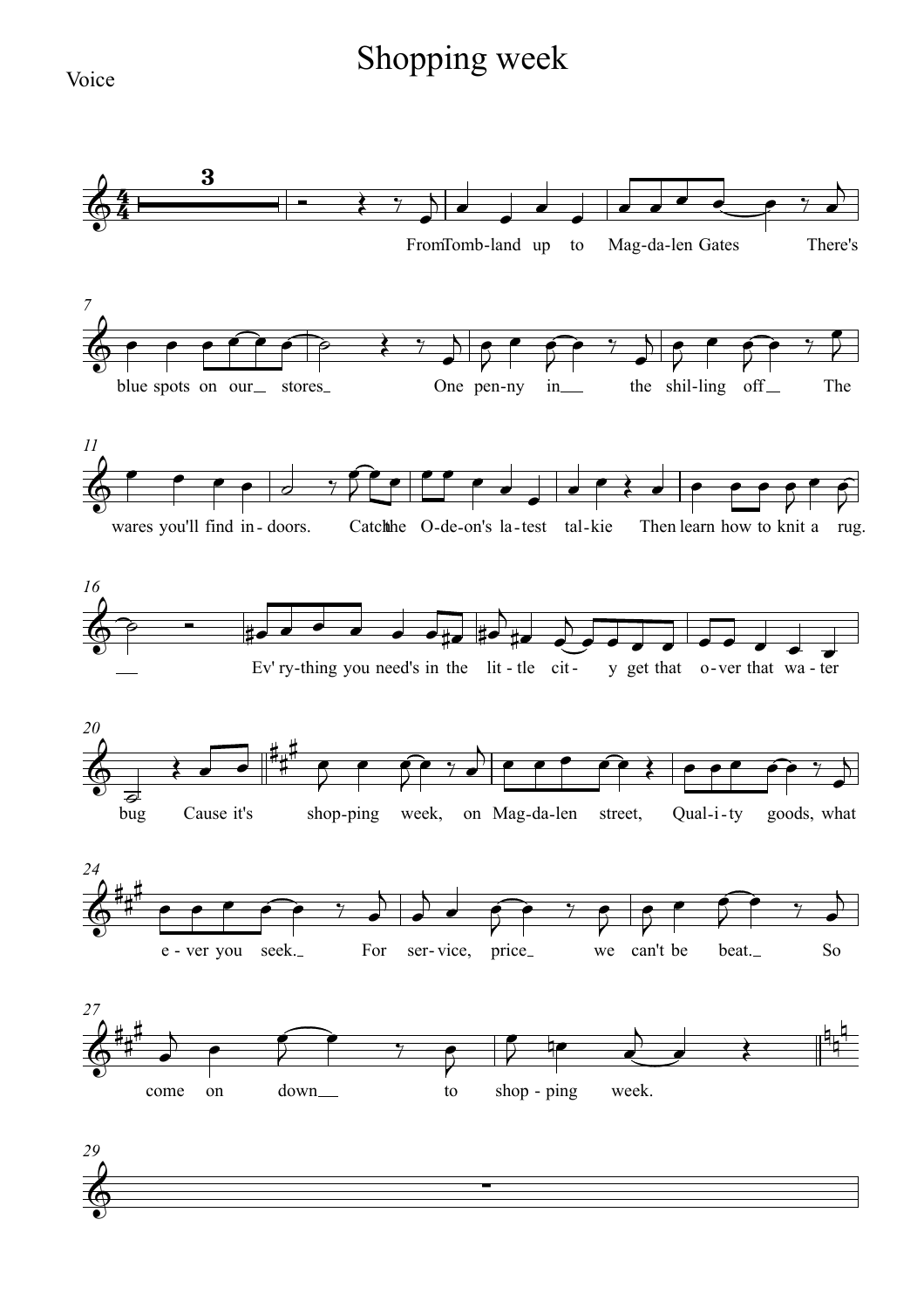# Shopping week

Voice

From Tomb-land up to Mag-da-len Gates There's blue spots on our stores One pen-ny in the shil-ling off The wares you'll find in-doors. Catch the O-de-on's la-test tal-kie Then learn how to knit a rug. Ev' ry-thing you need's in the lit-tle cit-y get that o-ver that wa-ter bug Cause it's shop-ping week, on Mag-da-len street, Qual-i-ty goods, what e-ver you seek. For ser-vice, price we can't be beat. So come on down to shop-ping week.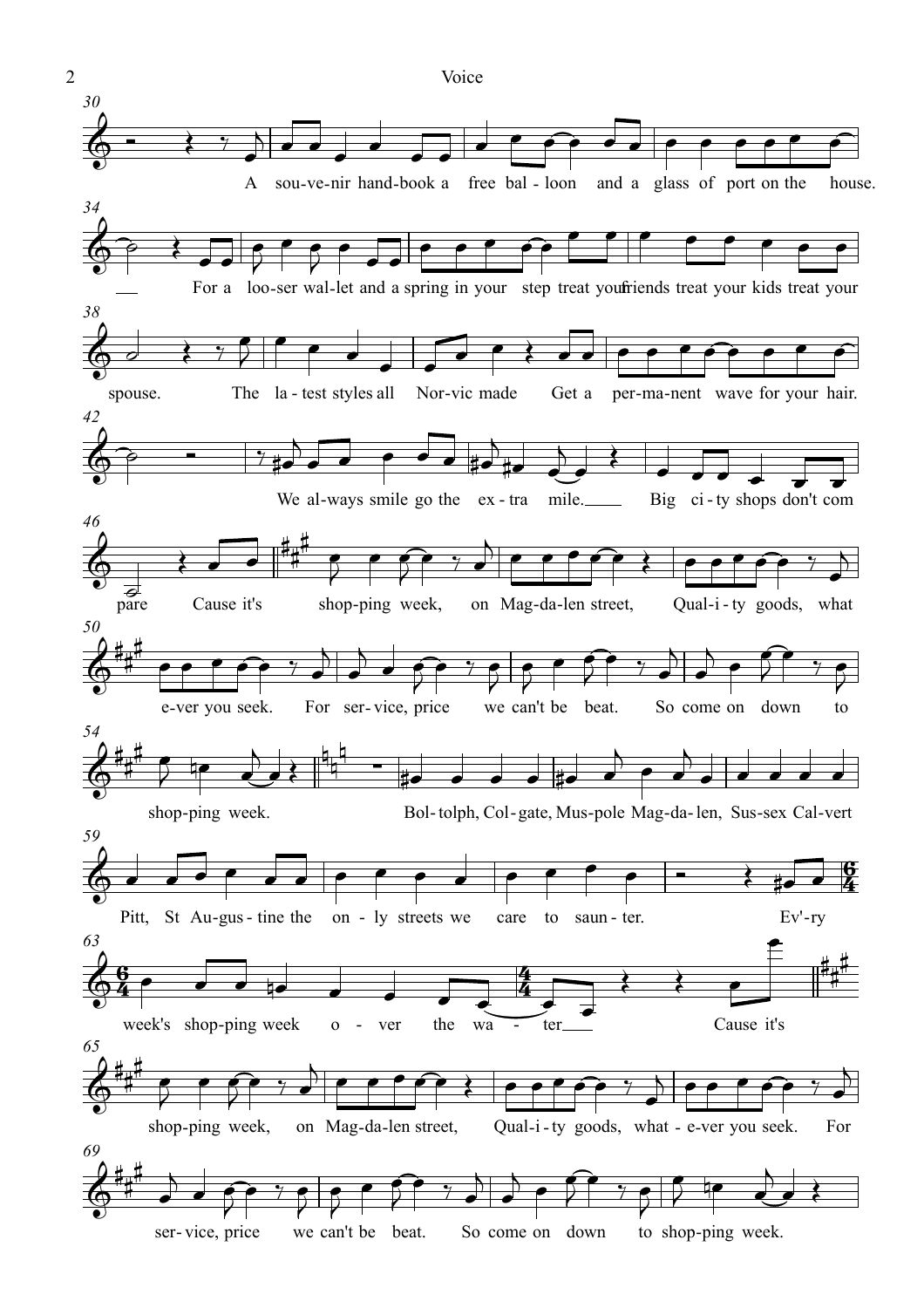A sou-ve-nir hand-book a free bal-loon and a glass of port on the house.

For a loo-ser wal-let and a spring in your step treat your friends treat your kids treat your spouse.

The la-test styles all Nor-vic made Get a per-ma-nent wave for your hair.

We al-ways smile go the ex-tra mile. Big ci-ty shops don't com pare Cause it's

shop-ping week, on Mag-da-len street, Qual-i-ty goods, what e-ver you seek. For ser-vice, price we can't be beat. So come on down to shop-ping week.

Bol-tolph, Col-gate, Mus-pole Mag-da-len, Sus-sex Cal-vert Pitt, St Au-gus-tine the on-ly streets we care to saun-ter.

Ev'-ry week's shop-ping week o-ver the wa-ter Cause it's

shop-ping week, on Mag-da-len street, Qual-i-ty goods, what-e-ver you seek. For ser-vice, price we can't be beat. So come on down to shop-ping week.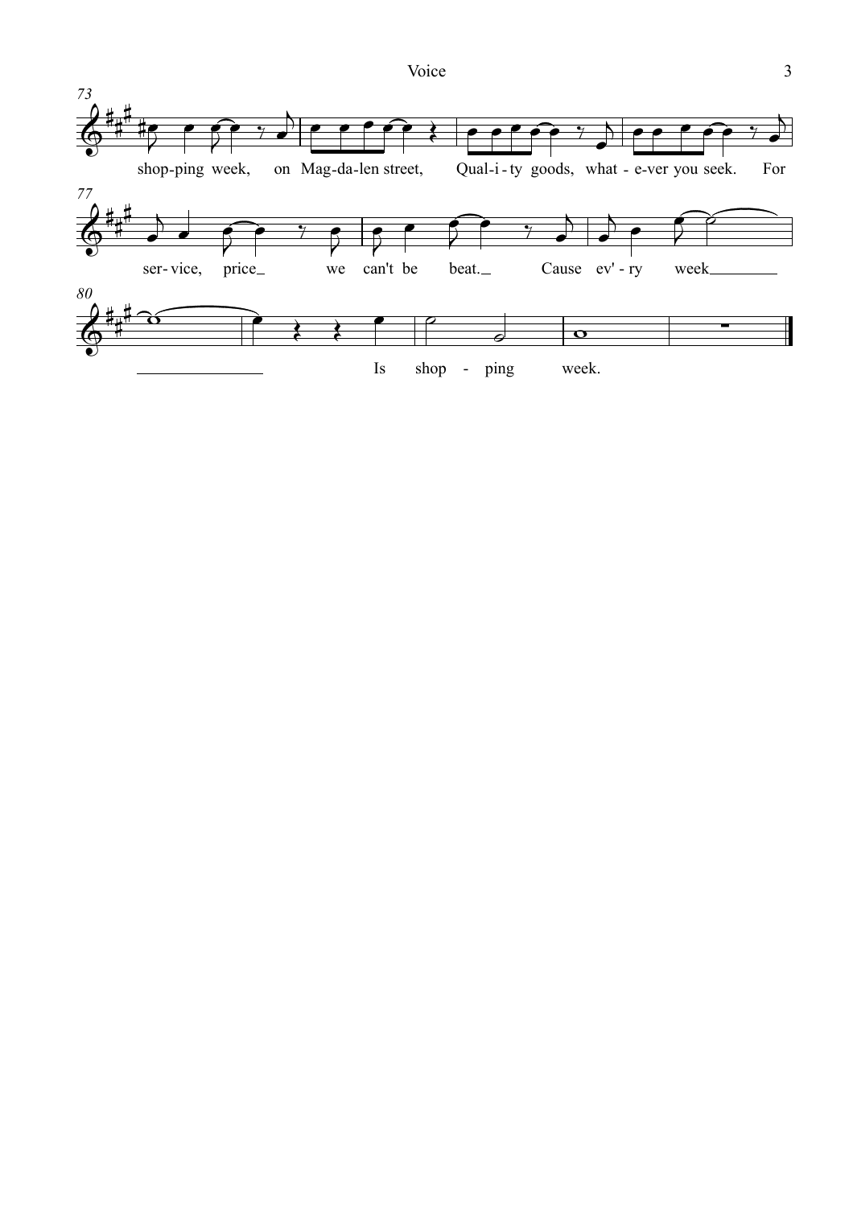73

shop-ping week, on Mag-da-len street, Qual-i-ty goods, what - e-ver you seek. For

77

ser- vice, price_ we can't be beat._ Cause ev' - ry week________

80

Is shop - ping week.